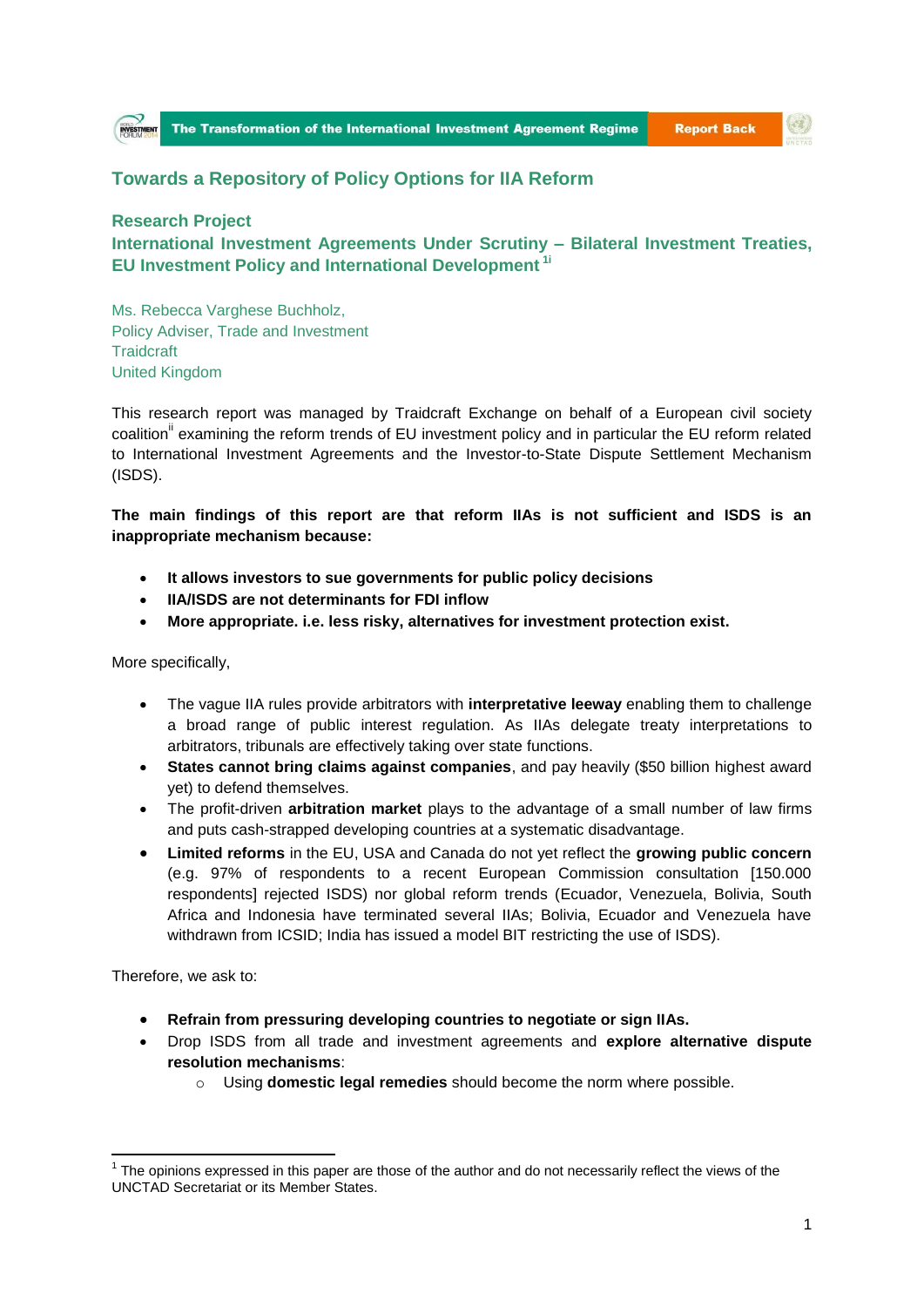## Towards a Repository of Policy Options for IIA Reform

### Research Project

### International Investment Agreements Under Scrutiny – Bilateral Investment Treaties, EU Investment Policy and International Development [1i]

Ms. Rebecca Varghese Buchholz,
Policy Adviser, Trade and Investment
Traidcraft
United Kingdom

This research report was managed by Traidcraft Exchange on behalf of a European civil society coalition[ii] examining the reform trends of EU investment policy and in particular the EU reform related to International Investment Agreements and the Investor-to-State Dispute Settlement Mechanism (ISDS).

**The main findings of this report are that reform IIAs is not sufficient and ISDS is an inappropriate mechanism because:**

- **It allows investors to sue governments for public policy decisions**
- **IIA/ISDS are not determinants for FDI inflow**
- **More appropriate. i.e. less risky, alternatives for investment protection exist.**

More specifically,

- The vague IIA rules provide arbitrators with **interpretative leeway** enabling them to challenge a broad range of public interest regulation. As IIAs delegate treaty interpretations to arbitrators, tribunals are effectively taking over state functions.
- **States cannot bring claims against companies**, and pay heavily ($50 billion highest award yet) to defend themselves.
- The profit-driven **arbitration market** plays to the advantage of a small number of law firms and puts cash-strapped developing countries at a systematic disadvantage.
- **Limited reforms** in the EU, USA and Canada do not yet reflect the **growing public concern** (e.g. 97% of respondents to a recent European Commission consultation [150.000 respondents] rejected ISDS) nor global reform trends (Ecuador, Venezuela, Bolivia, South Africa and Indonesia have terminated several IIAs; Bolivia, Ecuador and Venezuela have withdrawn from ICSID; India has issued a model BIT restricting the use of ISDS).

Therefore, we ask to:

- **Refrain from pressuring developing countries to negotiate or sign IIAs.**
- Drop ISDS from all trade and investment agreements and **explore alternative dispute resolution mechanisms**:
  - Using **domestic legal remedies** should become the norm where possible.

[1] The opinions expressed in this paper are those of the author and do not necessarily reflect the views of the UNCTAD Secretariat or its Member States.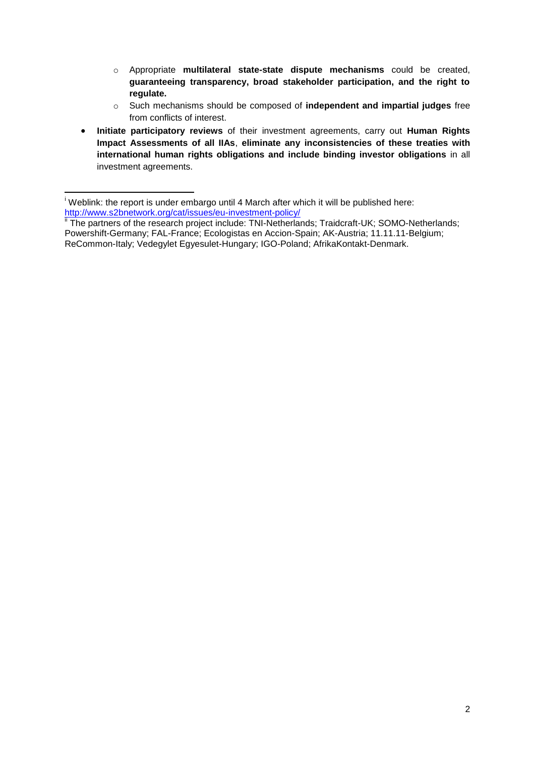- Appropriate **multilateral state-state dispute mechanisms** could be created, **guaranteeing transparency, broad stakeholder participation, and the right to regulate.**
    - Such mechanisms should be composed of **independent and impartial judges** free from conflicts of interest.
- **Initiate participatory reviews** of their investment agreements, carry out **Human Rights Impact Assessments of all IIAs**, **eliminate any inconsistencies of these treaties with international human rights obligations and include binding investor obligations** in all investment agreements.

---

[i] Weblink: the report is under embargo until 4 March after which it will be published here: http://www.s2bnetwork.org/cat/issues/eu-investment-policy/

[ii] The partners of the research project include: TNI-Netherlands; Traidcraft-UK; SOMO-Netherlands; Powershift-Germany; FAL-France; Ecologistas en Accion-Spain; AK-Austria; 11.11.11-Belgium; ReCommon-Italy; Vedegylet Egyesulet-Hungary; IGO-Poland; AfrikaKontakt-Denmark.